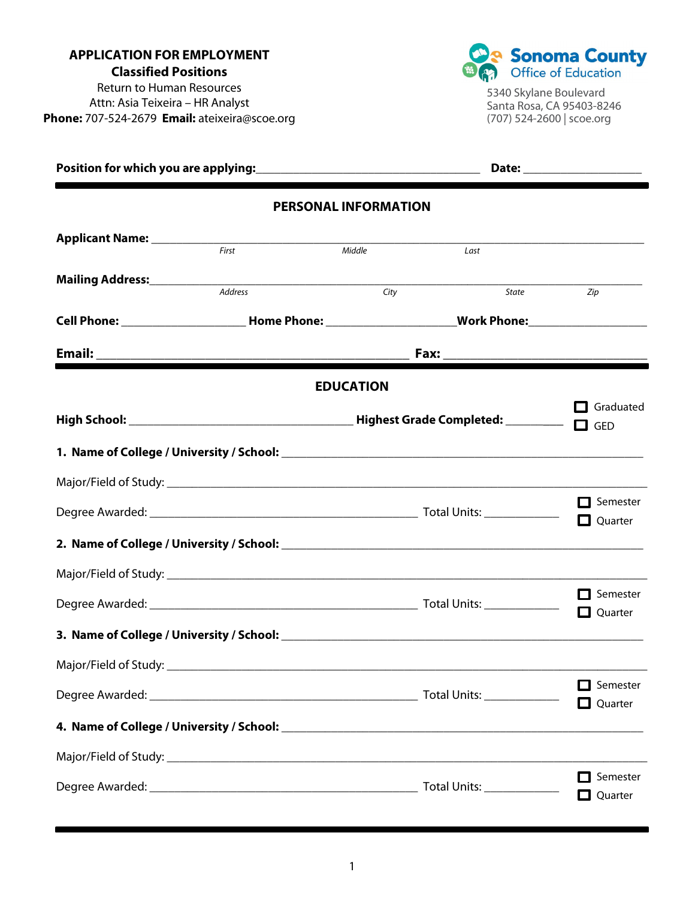**APPLICATION FOR EMPLOYMENT**
**Classified Positions**
Return to Human Resources
Attn: Asia Teixeira – HR Analyst
**Phone:** 707-524-2679 **Email:** ateixeira@scoe.org

**Sonoma County Office of Education**
5340 Skylane Boulevard
Santa Rosa, CA 95403-8246
(707) 524-2600 | scoe.org

**Position for which you are applying:** ______________________________ **Date:** ________________

## PERSONAL INFORMATION

**Applicant Name:** ____________________________________________
*First* *Middle* *Last*

**Mailing Address:** ____________________________________________
*Address* *City* *State* *Zip*

**Cell Phone:** ________________ **Home Phone:** ________________ **Work Phone:** ________________

**Email:** ______________________________ **Fax:** ______________________________

## EDUCATION

**High School:** ______________________________ **Highest Grade Completed:** ________ ☐ Graduated ☐ GED

**1. Name of College / University / School:** ______________________________

Major/Field of Study: ______________________________

Degree Awarded: ______________________________ Total Units: __________ ☐ Semester ☐ Quarter

**2. Name of College / University / School:** ______________________________

Major/Field of Study: ______________________________

Degree Awarded: ______________________________ Total Units: __________ ☐ Semester ☐ Quarter

**3. Name of College / University / School:** ______________________________

Major/Field of Study: ______________________________

Degree Awarded: ______________________________ Total Units: __________ ☐ Semester ☐ Quarter

**4. Name of College / University / School:** ______________________________

Major/Field of Study: ______________________________

Degree Awarded: ______________________________ Total Units: __________ ☐ Semester ☐ Quarter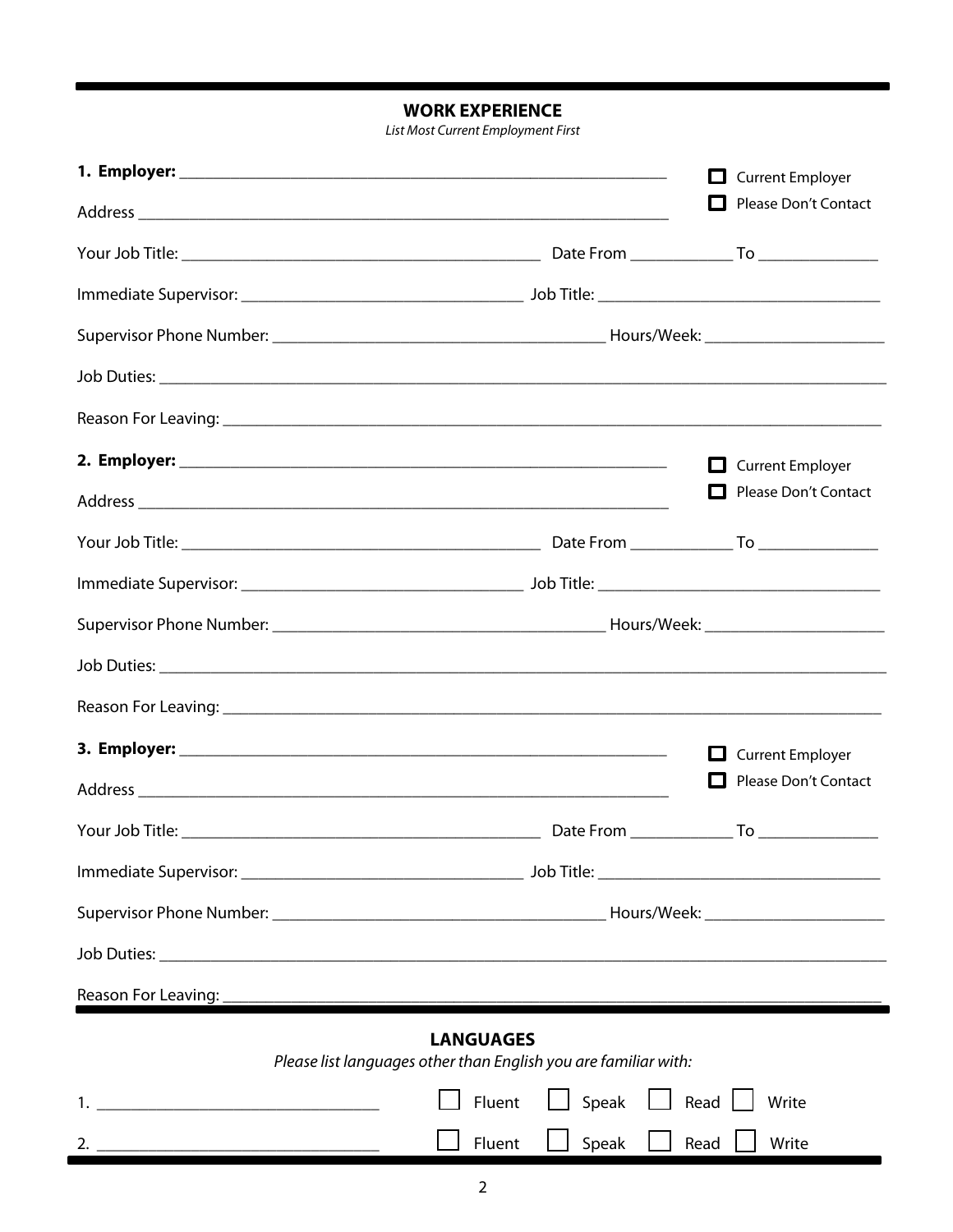## WORK EXPERIENCE

*List Most Current Employment First*

**1. Employer:** ______________________________ ☐ Current Employer

Address ______________________________ ☐ Please Don't Contact

Your Job Title: ______________________ Date From __________ To __________

Immediate Supervisor: ______________________ Job Title: ______________________

Supervisor Phone Number: ______________________ Hours/Week: ______________

Job Duties: ______________________________________________________________

Reason For Leaving: ______________________________________________________

**2. Employer:** ______________________________ ☐ Current Employer

Address ______________________________ ☐ Please Don't Contact

Your Job Title: ______________________ Date From __________ To __________

Immediate Supervisor: ______________________ Job Title: ______________________

Supervisor Phone Number: ______________________ Hours/Week: ______________

Job Duties: ______________________________________________________________

Reason For Leaving: ______________________________________________________

**3. Employer:** ______________________________ ☐ Current Employer

Address ______________________________ ☐ Please Don't Contact

Your Job Title: ______________________ Date From __________ To __________

Immediate Supervisor: ______________________ Job Title: ______________________

Supervisor Phone Number: ______________________ Hours/Week: ______________

Job Duties: ______________________________________________________________

Reason For Leaving: ______________________________________________________

## LANGUAGES

*Please list languages other than English you are familiar with:*

1. ______________________ ☐ Fluent ☐ Speak ☐ Read ☐ Write

2. ______________________ ☐ Fluent ☐ Speak ☐ Read ☐ Write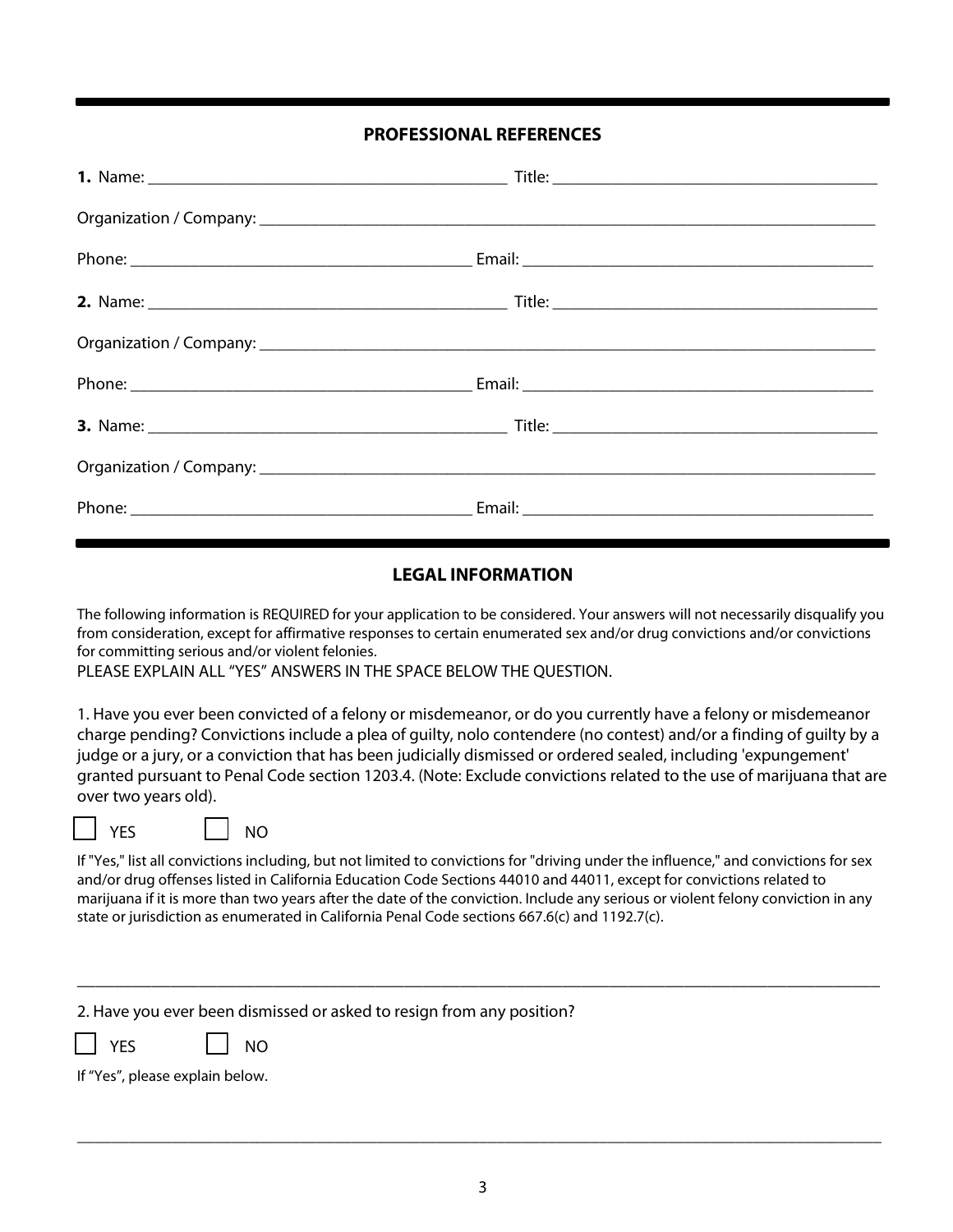## PROFESSIONAL REFERENCES

**1.** Name: ______________________________ Title: ______________________________

Organization / Company: ______________________________________________________________

Phone: ______________________________ Email: ______________________________

**2.** Name: ______________________________ Title: ______________________________

Organization / Company: ______________________________________________________________

Phone: ______________________________ Email: ______________________________

**3.** Name: ______________________________ Title: ______________________________

Organization / Company: ______________________________________________________________

Phone: ______________________________ Email: ______________________________

## LEGAL INFORMATION

The following information is REQUIRED for your application to be considered. Your answers will not necessarily disqualify you from consideration, except for affirmative responses to certain enumerated sex and/or drug convictions and/or convictions for committing serious and/or violent felonies.
PLEASE EXPLAIN ALL "YES" ANSWERS IN THE SPACE BELOW THE QUESTION.

1. Have you ever been convicted of a felony or misdemeanor, or do you currently have a felony or misdemeanor charge pending? Convictions include a plea of guilty, nolo contendere (no contest) and/or a finding of guilty by a judge or a jury, or a conviction that has been judicially dismissed or ordered sealed, including 'expungement' granted pursuant to Penal Code section 1203.4. (Note: Exclude convictions related to the use of marijuana that are over two years old).

☐ YES ☐ NO

If "Yes," list all convictions including, but not limited to convictions for "driving under the influence," and convictions for sex and/or drug offenses listed in California Education Code Sections 44010 and 44011, except for convictions related to marijuana if it is more than two years after the date of the conviction. Include any serious or violent felony conviction in any state or jurisdiction as enumerated in California Penal Code sections 667.6(c) and 1192.7(c).

______________________________________________________________________________________

2. Have you ever been dismissed or asked to resign from any position?

☐ YES ☐ NO

If "Yes", please explain below.

______________________________________________________________________________________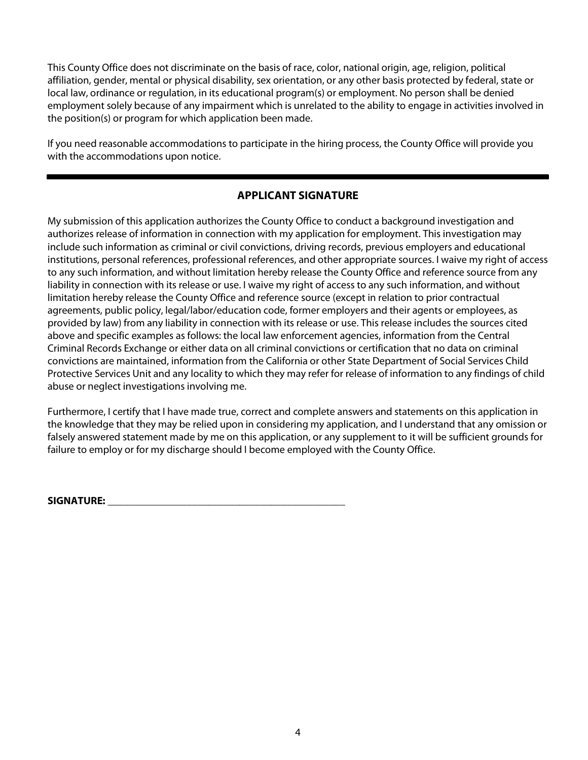This County Office does not discriminate on the basis of race, color, national origin, age, religion, political affiliation, gender, mental or physical disability, sex orientation, or any other basis protected by federal, state or local law, ordinance or regulation, in its educational program(s) or employment. No person shall be denied employment solely because of any impairment which is unrelated to the ability to engage in activities involved in the position(s) or program for which application been made.

If you need reasonable accommodations to participate in the hiring process, the County Office will provide you with the accommodations upon notice.

---

## APPLICANT SIGNATURE

My submission of this application authorizes the County Office to conduct a background investigation and authorizes release of information in connection with my application for employment. This investigation may include such information as criminal or civil convictions, driving records, previous employers and educational institutions, personal references, professional references, and other appropriate sources. I waive my right of access to any such information, and without limitation hereby release the County Office and reference source from any liability in connection with its release or use. I waive my right of access to any such information, and without limitation hereby release the County Office and reference source (except in relation to prior contractual agreements, public policy, legal/labor/education code, former employers and their agents or employees, as provided by law) from any liability in connection with its release or use. This release includes the sources cited above and specific examples as follows: the local law enforcement agencies, information from the Central Criminal Records Exchange or either data on all criminal convictions or certification that no data on criminal convictions are maintained, information from the California or other State Department of Social Services Child Protective Services Unit and any locality to which they may refer for release of information to any findings of child abuse or neglect investigations involving me.

Furthermore, I certify that I have made true, correct and complete answers and statements on this application in the knowledge that they may be relied upon in considering my application, and I understand that any omission or falsely answered statement made by me on this application, or any supplement to it will be sufficient grounds for failure to employ or for my discharge should I become employed with the County Office.

**SIGNATURE:** ______________________________________________